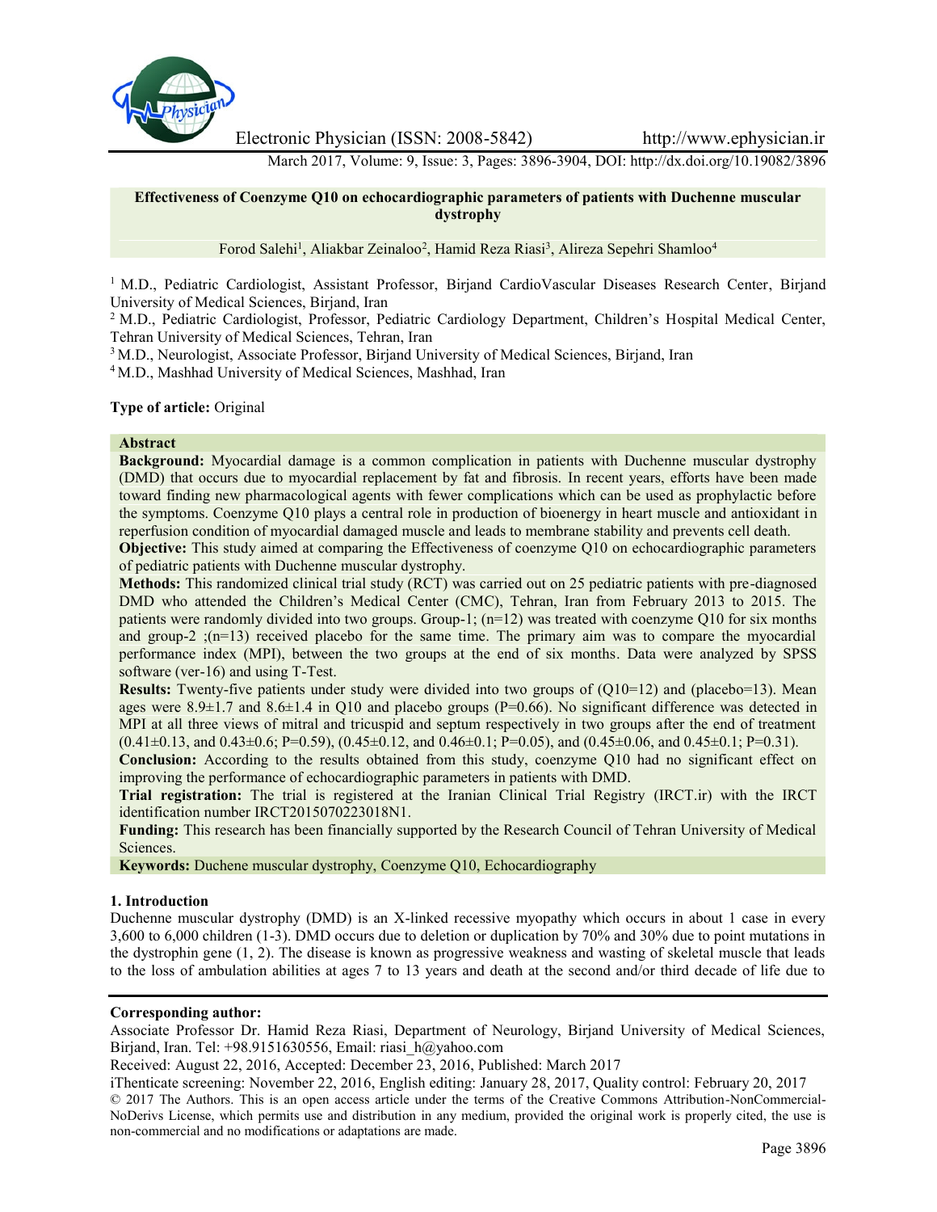Electronic Physician (ISSN: 2008-5842) http://www.ephysician.ir

March 2017, Volume: 9, Issue: 3, Pages: 3896-3904, DOI: http://dx.doi.org/10.19082/3896

# Effectiveness of Coenzyme Q10 on echocardiographic parameters of patients with Duchenne muscular dystrophy

Forod Salehi[1], Aliakbar Zeinaloo[2], Hamid Reza Riasi[3], Alireza Sepehri Shamloo[4]

[1] M.D., Pediatric Cardiologist, Assistant Professor, Birjand CardioVascular Diseases Research Center, Birjand University of Medical Sciences, Birjand, Iran

[2] M.D., Pediatric Cardiologist, Professor, Pediatric Cardiology Department, Children's Hospital Medical Center, Tehran University of Medical Sciences, Tehran, Iran

[3] M.D., Neurologist, Associate Professor, Birjand University of Medical Sciences, Birjand, Iran

[4] M.D., Mashhad University of Medical Sciences, Mashhad, Iran

**Type of article:** Original

**Abstract**

**Background:** Myocardial damage is a common complication in patients with Duchenne muscular dystrophy (DMD) that occurs due to myocardial replacement by fat and fibrosis. In recent years, efforts have been made toward finding new pharmacological agents with fewer complications which can be used as prophylactic before the symptoms. Coenzyme Q10 plays a central role in production of bioenergy in heart muscle and antioxidant in reperfusion condition of myocardial damaged muscle and leads to membrane stability and prevents cell death.

**Objective:** This study aimed at comparing the Effectiveness of coenzyme Q10 on echocardiographic parameters of pediatric patients with Duchenne muscular dystrophy.

**Methods:** This randomized clinical trial study (RCT) was carried out on 25 pediatric patients with pre-diagnosed DMD who attended the Children's Medical Center (CMC), Tehran, Iran from February 2013 to 2015. The patients were randomly divided into two groups. Group-1; (n=12) was treated with coenzyme Q10 for six months and group-2 ;(n=13) received placebo for the same time. The primary aim was to compare the myocardial performance index (MPI), between the two groups at the end of six months. Data were analyzed by SPSS software (ver-16) and using T-Test.

**Results:** Twenty-five patients under study were divided into two groups of (Q10=12) and (placebo=13). Mean ages were 8.9±1.7 and 8.6±1.4 in Q10 and placebo groups (P=0.66). No significant difference was detected in MPI at all three views of mitral and tricuspid and septum respectively in two groups after the end of treatment (0.41±0.13, and 0.43±0.6; P=0.59), (0.45±0.12, and 0.46±0.1; P=0.05), and (0.45±0.06, and 0.45±0.1; P=0.31).

**Conclusion:** According to the results obtained from this study, coenzyme Q10 had no significant effect on improving the performance of echocardiographic parameters in patients with DMD.

**Trial registration:** The trial is registered at the Iranian Clinical Trial Registry (IRCT.ir) with the IRCT identification number IRCT2015070223018N1.

**Funding:** This research has been financially supported by the Research Council of Tehran University of Medical Sciences.

**Keywords:** Duchene muscular dystrophy, Coenzyme Q10, Echocardiography

## 1. Introduction

Duchenne muscular dystrophy (DMD) is an X-linked recessive myopathy which occurs in about 1 case in every 3,600 to 6,000 children (1-3). DMD occurs due to deletion or duplication by 70% and 30% due to point mutations in the dystrophin gene (1, 2). The disease is known as progressive weakness and wasting of skeletal muscle that leads to the loss of ambulation abilities at ages 7 to 13 years and death at the second and/or third decade of life due to

**Corresponding author:**

Associate Professor Dr. Hamid Reza Riasi, Department of Neurology, Birjand University of Medical Sciences, Birjand, Iran. Tel: +98.9151630556, Email: riasi_h@yahoo.com

Received: August 22, 2016, Accepted: December 23, 2016, Published: March 2017

iThenticate screening: November 22, 2016, English editing: January 28, 2017, Quality control: February 20, 2017

© 2017 The Authors. This is an open access article under the terms of the Creative Commons Attribution-NonCommercial-NoDerivs License, which permits use and distribution in any medium, provided the original work is properly cited, the use is non-commercial and no modifications or adaptations are made.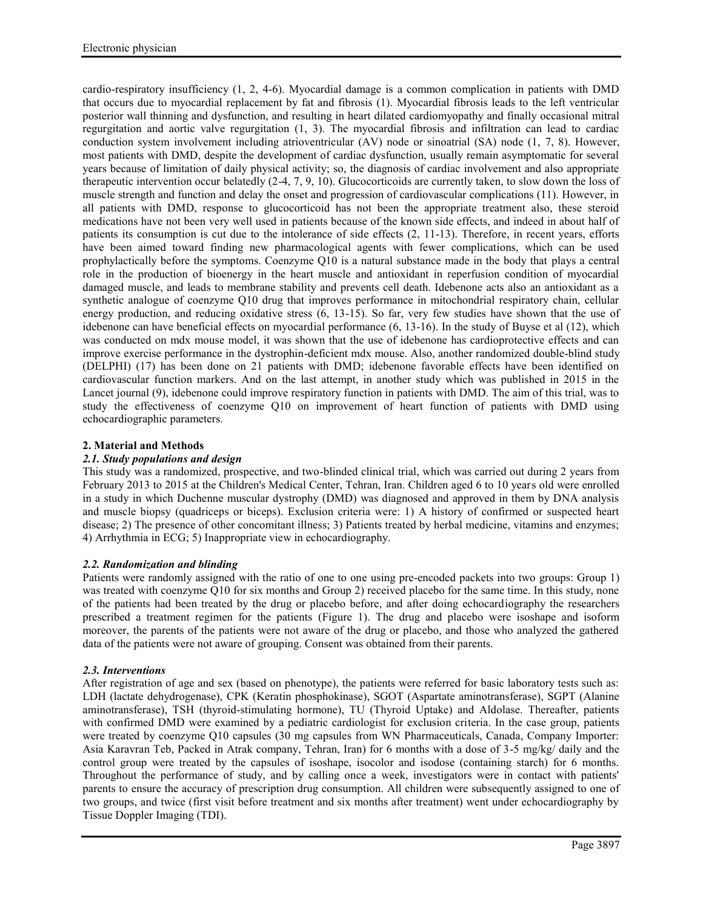cardio-respiratory insufficiency (1, 2, 4-6). Myocardial damage is a common complication in patients with DMD that occurs due to myocardial replacement by fat and fibrosis (1). Myocardial fibrosis leads to the left ventricular posterior wall thinning and dysfunction, and resulting in heart dilated cardiomyopathy and finally occasional mitral regurgitation and aortic valve regurgitation (1, 3). The myocardial fibrosis and infiltration can lead to cardiac conduction system involvement including atrioventricular (AV) node or sinoatrial (SA) node (1, 7, 8). However, most patients with DMD, despite the development of cardiac dysfunction, usually remain asymptomatic for several years because of limitation of daily physical activity; so, the diagnosis of cardiac involvement and also appropriate therapeutic intervention occur belatedly (2-4, 7, 9, 10). Glucocorticoids are currently taken, to slow down the loss of muscle strength and function and delay the onset and progression of cardiovascular complications (11). However, in all patients with DMD, response to glucocorticoid has not been the appropriate treatment also, these steroid medications have not been very well used in patients because of the known side effects, and indeed in about half of patients its consumption is cut due to the intolerance of side effects (2, 11-13). Therefore, in recent years, efforts have been aimed toward finding new pharmacological agents with fewer complications, which can be used prophylactically before the symptoms. Coenzyme Q10 is a natural substance made in the body that plays a central role in the production of bioenergy in the heart muscle and antioxidant in reperfusion condition of myocardial damaged muscle, and leads to membrane stability and prevents cell death. Idebenone acts also an antioxidant as a synthetic analogue of coenzyme Q10 drug that improves performance in mitochondrial respiratory chain, cellular energy production, and reducing oxidative stress (6, 13-15). So far, very few studies have shown that the use of idebenone can have beneficial effects on myocardial performance (6, 13-16). In the study of Buyse et al (12), which was conducted on mdx mouse model, it was shown that the use of idebenone has cardioprotective effects and can improve exercise performance in the dystrophin-deficient mdx mouse. Also, another randomized double-blind study (DELPHI) (17) has been done on 21 patients with DMD; idebenone favorable effects have been identified on cardiovascular function markers. And on the last attempt, in another study which was published in 2015 in the Lancet journal (9), idebenone could improve respiratory function in patients with DMD. The aim of this trial, was to study the effectiveness of coenzyme Q10 on improvement of heart function of patients with DMD using echocardiographic parameters.

## 2. Material and Methods

### *2.1. Study populations and design*

This study was a randomized, prospective, and two-blinded clinical trial, which was carried out during 2 years from February 2013 to 2015 at the Children's Medical Center, Tehran, Iran. Children aged 6 to 10 years old were enrolled in a study in which Duchenne muscular dystrophy (DMD) was diagnosed and approved in them by DNA analysis and muscle biopsy (quadriceps or biceps). Exclusion criteria were: 1) A history of confirmed or suspected heart disease; 2) The presence of other concomitant illness; 3) Patients treated by herbal medicine, vitamins and enzymes; 4) Arrhythmia in ECG; 5) Inappropriate view in echocardiography.

### *2.2. Randomization and blinding*

Patients were randomly assigned with the ratio of one to one using pre-encoded packets into two groups: Group 1) was treated with coenzyme Q10 for six months and Group 2) received placebo for the same time. In this study, none of the patients had been treated by the drug or placebo before, and after doing echocardiography the researchers prescribed a treatment regimen for the patients (Figure 1). The drug and placebo were isoshape and isoform moreover, the parents of the patients were not aware of the drug or placebo, and those who analyzed the gathered data of the patients were not aware of grouping. Consent was obtained from their parents.

### *2.3. Interventions*

After registration of age and sex (based on phenotype), the patients were referred for basic laboratory tests such as: LDH (lactate dehydrogenase), CPK (Keratin phosphokinase), SGOT (Aspartate aminotransferase), SGPT (Alanine aminotransferase), TSH (thyroid-stimulating hormone), TU (Thyroid Uptake) and Aldolase. Thereafter, patients with confirmed DMD were examined by a pediatric cardiologist for exclusion criteria. In the case group, patients were treated by coenzyme Q10 capsules (30 mg capsules from WN Pharmaceuticals, Canada, Company Importer: Asia Karavran Teb, Packed in Atrak company, Tehran, Iran) for 6 months with a dose of 3-5 mg/kg/ daily and the control group were treated by the capsules of isoshape, isocolor and isodose (containing starch) for 6 months. Throughout the performance of study, and by calling once a week, investigators were in contact with patients' parents to ensure the accuracy of prescription drug consumption. All children were subsequently assigned to one of two groups, and twice (first visit before treatment and six months after treatment) went under echocardiography by Tissue Doppler Imaging (TDI).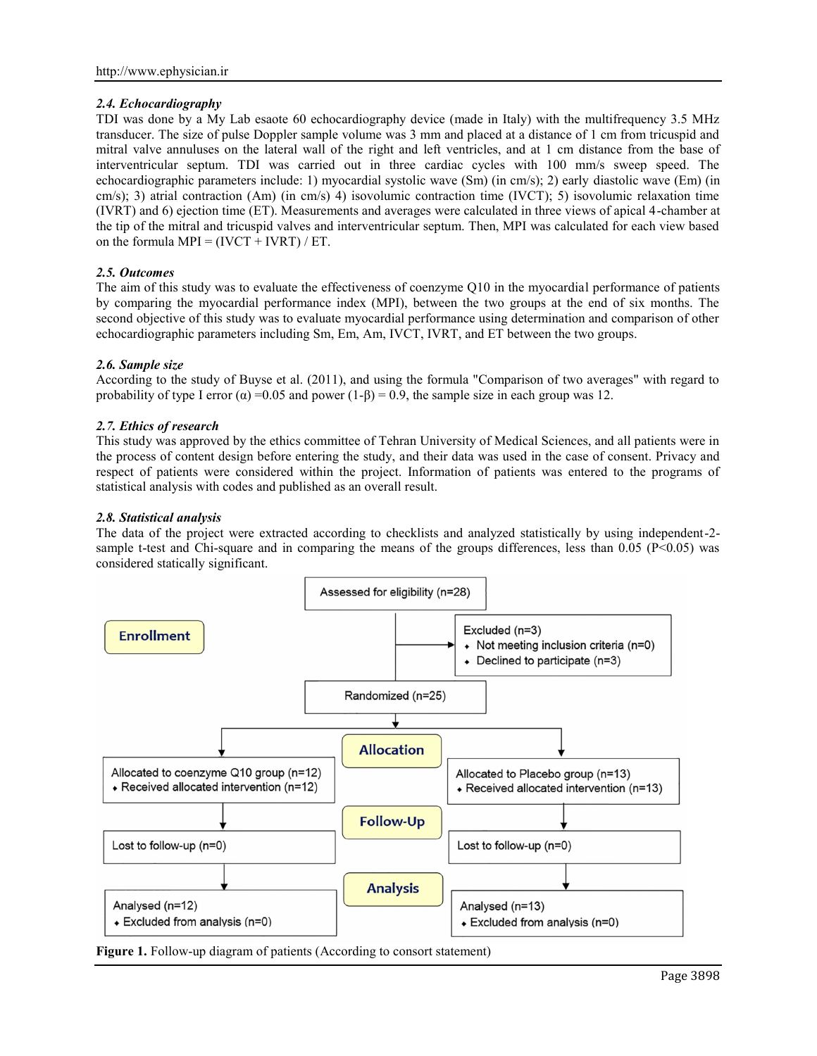### 2.4. Echocardiography

TDI was done by a My Lab esaote 60 echocardiography device (made in Italy) with the multifrequency 3.5 MHz transducer. The size of pulse Doppler sample volume was 3 mm and placed at a distance of 1 cm from tricuspid and mitral valve annuluses on the lateral wall of the right and left ventricles, and at 1 cm distance from the base of interventricular septum. TDI was carried out in three cardiac cycles with 100 mm/s sweep speed. The echocardiographic parameters include: 1) myocardial systolic wave (Sm) (in cm/s); 2) early diastolic wave (Em) (in cm/s); 3) atrial contraction (Am) (in cm/s) 4) isovolumic contraction time (IVCT); 5) isovolumic relaxation time (IVRT) and 6) ejection time (ET). Measurements and averages were calculated in three views of apical 4-chamber at the tip of the mitral and tricuspid valves and interventricular septum. Then, MPI was calculated for each view based on the formula MPI = (IVCT + IVRT) / ET.

### 2.5. Outcomes

The aim of this study was to evaluate the effectiveness of coenzyme Q10 in the myocardial performance of patients by comparing the myocardial performance index (MPI), between the two groups at the end of six months. The second objective of this study was to evaluate myocardial performance using determination and comparison of other echocardiographic parameters including Sm, Em, Am, IVCT, IVRT, and ET between the two groups.

### 2.6. Sample size

According to the study of Buyse et al. (2011), and using the formula "Comparison of two averages" with regard to probability of type I error ($\alpha$) =0.05 and power ($1-\beta$) = 0.9, the sample size in each group was 12.

### 2.7. Ethics of research

This study was approved by the ethics committee of Tehran University of Medical Sciences, and all patients were in the process of content design before entering the study, and their data was used in the case of consent. Privacy and respect of patients were considered within the project. Information of patients was entered to the programs of statistical analysis with codes and published as an overall result.

### 2.8. Statistical analysis

The data of the project were extracted according to checklists and analyzed statistically by using independent-2-sample t-test and Chi-square and in comparing the means of the groups differences, less than 0.05 ($P<0.05$) was considered statically significant.

**Enrollment**

- Assessed for eligibility (n=28)
- Excluded (n=3)
  - Not meeting inclusion criteria (n=0)
  - Declined to participate (n=3)
- Randomized (n=25)

**Allocation**

- Allocated to coenzyme Q10 group (n=12)
  - Received allocated intervention (n=12)
- Allocated to Placebo group (n=13)
  - Received allocated intervention (n=13)

**Follow-Up**

- Lost to follow-up (n=0)
- Lost to follow-up (n=0)

**Analysis**

- Analysed (n=12)
  - Excluded from analysis (n=0)
- Analysed (n=13)
  - Excluded from analysis (n=0)

**Figure 1.** Follow-up diagram of patients (According to consort statement)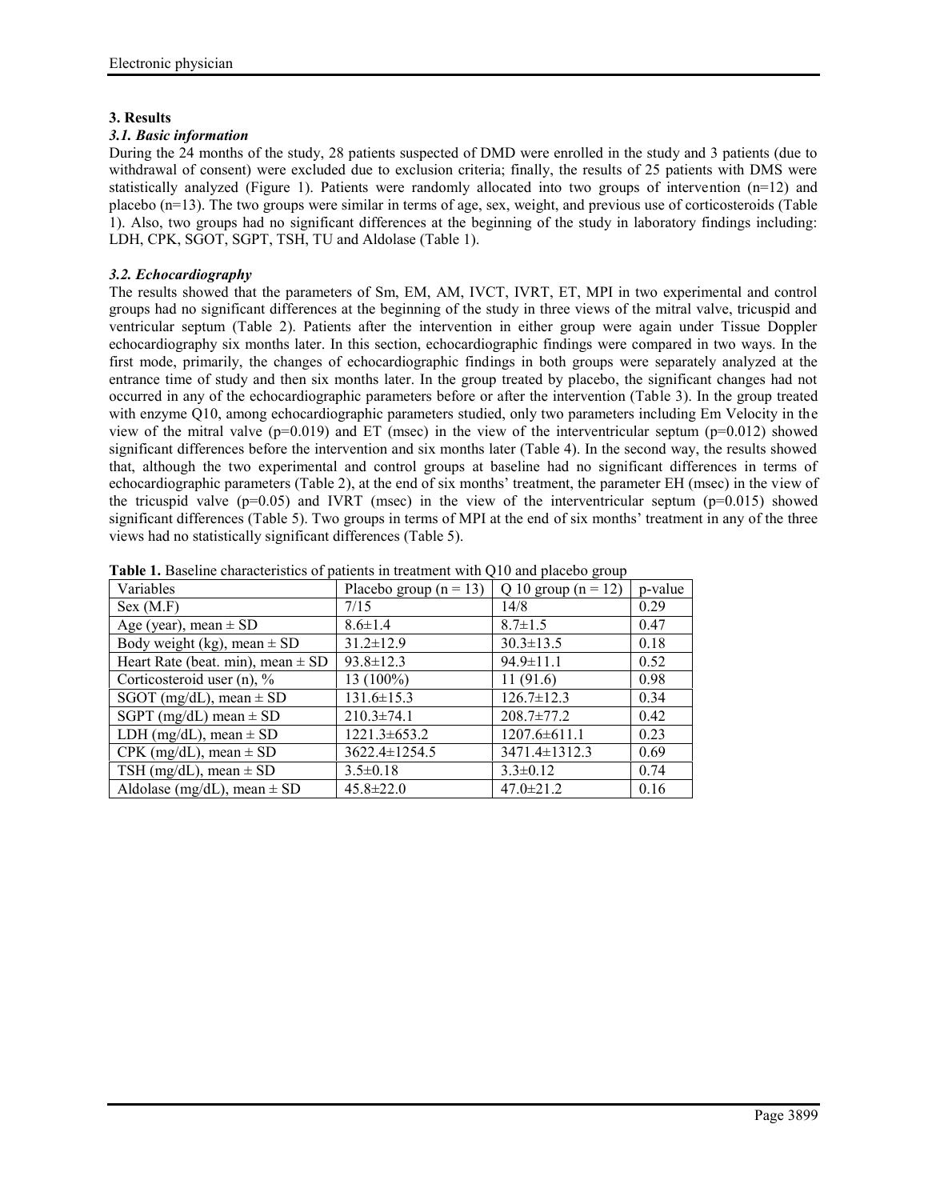## 3. Results

### *3.1. Basic information*

During the 24 months of the study, 28 patients suspected of DMD were enrolled in the study and 3 patients (due to withdrawal of consent) were excluded due to exclusion criteria; finally, the results of 25 patients with DMS were statistically analyzed (Figure 1). Patients were randomly allocated into two groups of intervention (n=12) and placebo (n=13). The two groups were similar in terms of age, sex, weight, and previous use of corticosteroids (Table 1). Also, two groups had no significant differences at the beginning of the study in laboratory findings including: LDH, CPK, SGOT, SGPT, TSH, TU and Aldolase (Table 1).

### *3.2. Echocardiography*

The results showed that the parameters of Sm, EM, AM, IVCT, IVRT, ET, MPI in two experimental and control groups had no significant differences at the beginning of the study in three views of the mitral valve, tricuspid and ventricular septum (Table 2). Patients after the intervention in either group were again under Tissue Doppler echocardiography six months later. In this section, echocardiographic findings were compared in two ways. In the first mode, primarily, the changes of echocardiographic findings in both groups were separately analyzed at the entrance time of study and then six months later. In the group treated by placebo, the significant changes had not occurred in any of the echocardiographic parameters before or after the intervention (Table 3). In the group treated with enzyme Q10, among echocardiographic parameters studied, only two parameters including Em Velocity in the view of the mitral valve (p=0.019) and ET (msec) in the view of the interventricular septum (p=0.012) showed significant differences before the intervention and six months later (Table 4). In the second way, the results showed that, although the two experimental and control groups at baseline had no significant differences in terms of echocardiographic parameters (Table 2), at the end of six months' treatment, the parameter EH (msec) in the view of the tricuspid valve (p=0.05) and IVRT (msec) in the view of the interventricular septum (p=0.015) showed significant differences (Table 5). Two groups in terms of MPI at the end of six months' treatment in any of the three views had no statistically significant differences (Table 5).

**Table 1.** Baseline characteristics of patients in treatment with Q10 and placebo group

| Variables | Placebo group (n = 13) | Q 10 group (n = 12) | p-value |
|---|---|---|---|
| Sex (M.F) | 7/15 | 14/8 | 0.29 |
| Age (year), mean ± SD | 8.6±1.4 | 8.7±1.5 | 0.47 |
| Body weight (kg), mean ± SD | 31.2±12.9 | 30.3±13.5 | 0.18 |
| Heart Rate (beat. min), mean ± SD | 93.8±12.3 | 94.9±11.1 | 0.52 |
| Corticosteroid user (n), % | 13 (100%) | 11 (91.6) | 0.98 |
| SGOT (mg/dL), mean ± SD | 131.6±15.3 | 126.7±12.3 | 0.34 |
| SGPT (mg/dL) mean ± SD | 210.3±74.1 | 208.7±77.2 | 0.42 |
| LDH (mg/dL), mean ± SD | 1221.3±653.2 | 1207.6±611.1 | 0.23 |
| CPK (mg/dL), mean ± SD | 3622.4±1254.5 | 3471.4±1312.3 | 0.69 |
| TSH (mg/dL), mean ± SD | 3.5±0.18 | 3.3±0.12 | 0.74 |
| Aldolase (mg/dL), mean ± SD | 45.8±22.0 | 47.0±21.2 | 0.16 |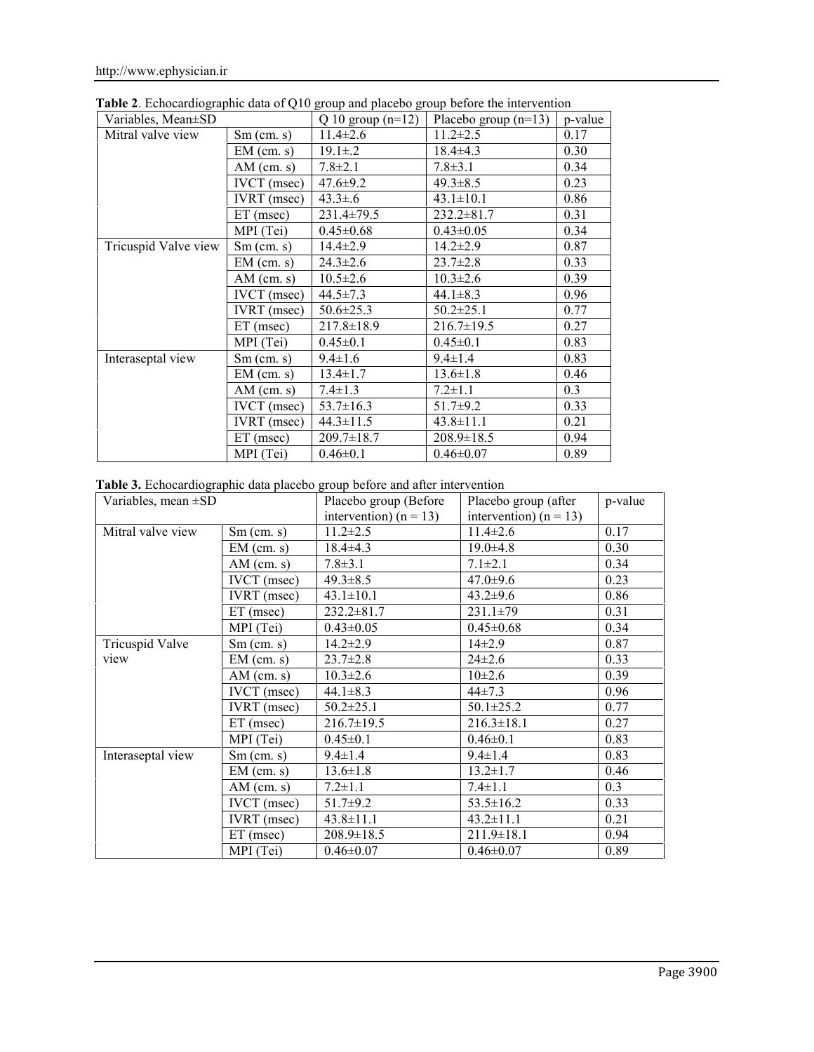**Table 2**. Echocardiographic data of Q10 group and placebo group before the intervention

| Variables, Mean±SD | | Q 10 group (n=12) | Placebo group (n=13) | p-value |
|---|---|---|---|---|
| Mitral valve view | Sm (cm. s) | 11.4±2.6 | 11.2±2.5 | 0.17 |
| | EM (cm. s) | 19.1±.2 | 18.4±4.3 | 0.30 |
| | AM (cm. s) | 7.8±2.1 | 7.8±3.1 | 0.34 |
| | IVCT (msec) | 47.6±9.2 | 49.3±8.5 | 0.23 |
| | IVRT (msec) | 43.3±.6 | 43.1±10.1 | 0.86 |
| | ET (msec) | 231.4±79.5 | 232.2±81.7 | 0.31 |
| | MPI (Tei) | 0.45±0.68 | 0.43±0.05 | 0.34 |
| Tricuspid Valve view | Sm (cm. s) | 14.4±2.9 | 14.2±2.9 | 0.87 |
| | EM (cm. s) | 24.3±2.6 | 23.7±2.8 | 0.33 |
| | AM (cm. s) | 10.5±2.6 | 10.3±2.6 | 0.39 |
| | IVCT (msec) | 44.5±7.3 | 44.1±8.3 | 0.96 |
| | IVRT (msec) | 50.6±25.3 | 50.2±25.1 | 0.77 |
| | ET (msec) | 217.8±18.9 | 216.7±19.5 | 0.27 |
| | MPI (Tei) | 0.45±0.1 | 0.45±0.1 | 0.83 |
| Interaseptal view | Sm (cm. s) | 9.4±1.6 | 9.4±1.4 | 0.83 |
| | EM (cm. s) | 13.4±1.7 | 13.6±1.8 | 0.46 |
| | AM (cm. s) | 7.4±1.3 | 7.2±1.1 | 0.3 |
| | IVCT (msec) | 53.7±16.3 | 51.7±9.2 | 0.33 |
| | IVRT (msec) | 44.3±11.5 | 43.8±11.1 | 0.21 |
| | ET (msec) | 209.7±18.7 | 208.9±18.5 | 0.94 |
| | MPI (Tei) | 0.46±0.1 | 0.46±0.07 | 0.89 |

**Table 3.** Echocardiographic data placebo group before and after intervention

| Variables, mean ±SD | | Placebo group (Before intervention) (n = 13) | Placebo group (after intervention) (n = 13) | p-value |
|---|---|---|---|---|
| Mitral valve view | Sm (cm. s) | 11.2±2.5 | 11.4±2.6 | 0.17 |
| | EM (cm. s) | 18.4±4.3 | 19.0±4.8 | 0.30 |
| | AM (cm. s) | 7.8±3.1 | 7.1±2.1 | 0.34 |
| | IVCT (msec) | 49.3±8.5 | 47.0±9.6 | 0.23 |
| | IVRT (msec) | 43.1±10.1 | 43.2±9.6 | 0.86 |
| | ET (msec) | 232.2±81.7 | 231.1±79 | 0.31 |
| | MPI (Tei) | 0.43±0.05 | 0.45±0.68 | 0.34 |
| Tricuspid Valve view | Sm (cm. s) | 14.2±2.9 | 14±2.9 | 0.87 |
| | EM (cm. s) | 23.7±2.8 | 24±2.6 | 0.33 |
| | AM (cm. s) | 10.3±2.6 | 10±2.6 | 0.39 |
| | IVCT (msec) | 44.1±8.3 | 44±7.3 | 0.96 |
| | IVRT (msec) | 50.2±25.1 | 50.1±25.2 | 0.77 |
| | ET (msec) | 216.7±19.5 | 216.3±18.1 | 0.27 |
| | MPI (Tei) | 0.45±0.1 | 0.46±0.1 | 0.83 |
| Interaseptal view | Sm (cm. s) | 9.4±1.4 | 9.4±1.4 | 0.83 |
| | EM (cm. s) | 13.6±1.8 | 13.2±1.7 | 0.46 |
| | AM (cm. s) | 7.2±1.1 | 7.4±1.1 | 0.3 |
| | IVCT (msec) | 51.7±9.2 | 53.5±16.2 | 0.33 |
| | IVRT (msec) | 43.8±11.1 | 43.2±11.1 | 0.21 |
| | ET (msec) | 208.9±18.5 | 211.9±18.1 | 0.94 |
| | MPI (Tei) | 0.46±0.07 | 0.46±0.07 | 0.89 |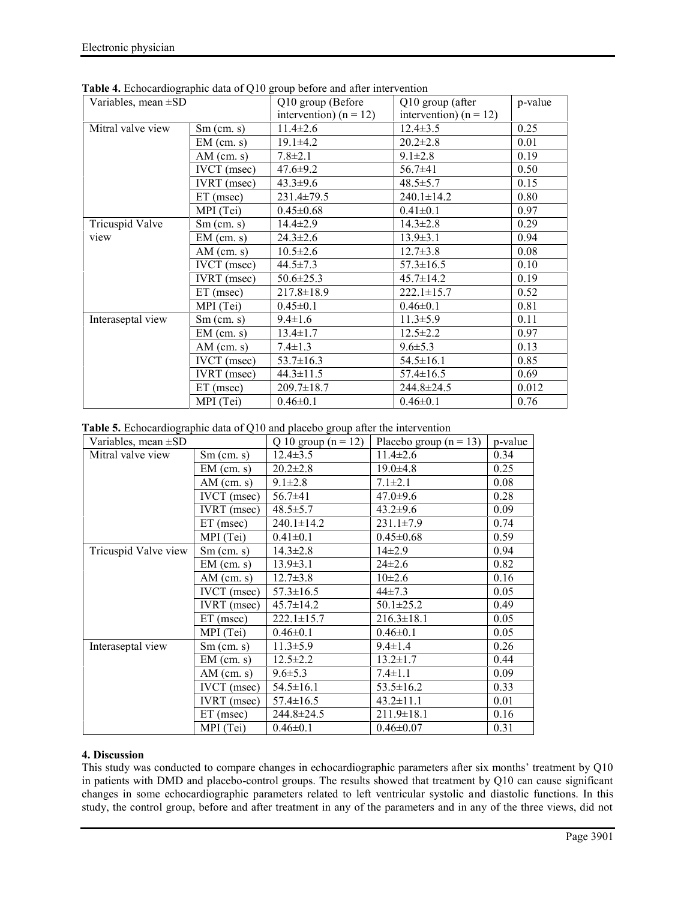**Table 4.** Echocardiographic data of Q10 group before and after intervention

| Variables, mean ±SD | | Q10 group (Before intervention) (n = 12) | Q10 group (after intervention) (n = 12) | p-value |
|---|---|---|---|---|
| Mitral valve view | Sm (cm. s) | 11.4±2.6 | 12.4±3.5 | 0.25 |
| | EM (cm. s) | 19.1±4.2 | 20.2±2.8 | 0.01 |
| | AM (cm. s) | 7.8±2.1 | 9.1±2.8 | 0.19 |
| | IVCT (msec) | 47.6±9.2 | 56.7±41 | 0.50 |
| | IVRT (msec) | 43.3±9.6 | 48.5±5.7 | 0.15 |
| | ET (msec) | 231.4±79.5 | 240.1±14.2 | 0.80 |
| | MPI (Tei) | 0.45±0.68 | 0.41±0.1 | 0.97 |
| Tricuspid Valve view | Sm (cm. s) | 14.4±2.9 | 14.3±2.8 | 0.29 |
| | EM (cm. s) | 24.3±2.6 | 13.9±3.1 | 0.94 |
| | AM (cm. s) | 10.5±2.6 | 12.7±3.8 | 0.08 |
| | IVCT (msec) | 44.5±7.3 | 57.3±16.5 | 0.10 |
| | IVRT (msec) | 50.6±25.3 | 45.7±14.2 | 0.19 |
| | ET (msec) | 217.8±18.9 | 222.1±15.7 | 0.52 |
| | MPI (Tei) | 0.45±0.1 | 0.46±0.1 | 0.81 |
| Interaseptal view | Sm (cm. s) | 9.4±1.6 | 11.3±5.9 | 0.11 |
| | EM (cm. s) | 13.4±1.7 | 12.5±2.2 | 0.97 |
| | AM (cm. s) | 7.4±1.3 | 9.6±5.3 | 0.13 |
| | IVCT (msec) | 53.7±16.3 | 54.5±16.1 | 0.85 |
| | IVRT (msec) | 44.3±11.5 | 57.4±16.5 | 0.69 |
| | ET (msec) | 209.7±18.7 | 244.8±24.5 | 0.012 |
| | MPI (Tei) | 0.46±0.1 | 0.46±0.1 | 0.76 |

**Table 5.** Echocardiographic data of Q10 and placebo group after the intervention

| Variables, mean ±SD | | Q 10 group (n = 12) | Placebo group (n = 13) | p-value |
|---|---|---|---|---|
| Mitral valve view | Sm (cm. s) | 12.4±3.5 | 11.4±2.6 | 0.34 |
| | EM (cm. s) | 20.2±2.8 | 19.0±4.8 | 0.25 |
| | AM (cm. s) | 9.1±2.8 | 7.1±2.1 | 0.08 |
| | IVCT (msec) | 56.7±41 | 47.0±9.6 | 0.28 |
| | IVRT (msec) | 48.5±5.7 | 43.2±9.6 | 0.09 |
| | ET (msec) | 240.1±14.2 | 231.1±7.9 | 0.74 |
| | MPI (Tei) | 0.41±0.1 | 0.45±0.68 | 0.59 |
| Tricuspid Valve view | Sm (cm. s) | 14.3±2.8 | 14±2.9 | 0.94 |
| | EM (cm. s) | 13.9±3.1 | 24±2.6 | 0.82 |
| | AM (cm. s) | 12.7±3.8 | 10±2.6 | 0.16 |
| | IVCT (msec) | 57.3±16.5 | 44±7.3 | 0.05 |
| | IVRT (msec) | 45.7±14.2 | 50.1±25.2 | 0.49 |
| | ET (msec) | 222.1±15.7 | 216.3±18.1 | 0.05 |
| | MPI (Tei) | 0.46±0.1 | 0.46±0.1 | 0.05 |
| Interaseptal view | Sm (cm. s) | 11.3±5.9 | 9.4±1.4 | 0.26 |
| | EM (cm. s) | 12.5±2.2 | 13.2±1.7 | 0.44 |
| | AM (cm. s) | 9.6±5.3 | 7.4±1.1 | 0.09 |
| | IVCT (msec) | 54.5±16.1 | 53.5±16.2 | 0.33 |
| | IVRT (msec) | 57.4±16.5 | 43.2±11.1 | 0.01 |
| | ET (msec) | 244.8±24.5 | 211.9±18.1 | 0.16 |
| | MPI (Tei) | 0.46±0.1 | 0.46±0.07 | 0.31 |

## 4. Discussion

This study was conducted to compare changes in echocardiographic parameters after six months' treatment by Q10 in patients with DMD and placebo-control groups. The results showed that treatment by Q10 can cause significant changes in some echocardiographic parameters related to left ventricular systolic and diastolic functions. In this study, the control group, before and after treatment in any of the parameters and in any of the three views, did not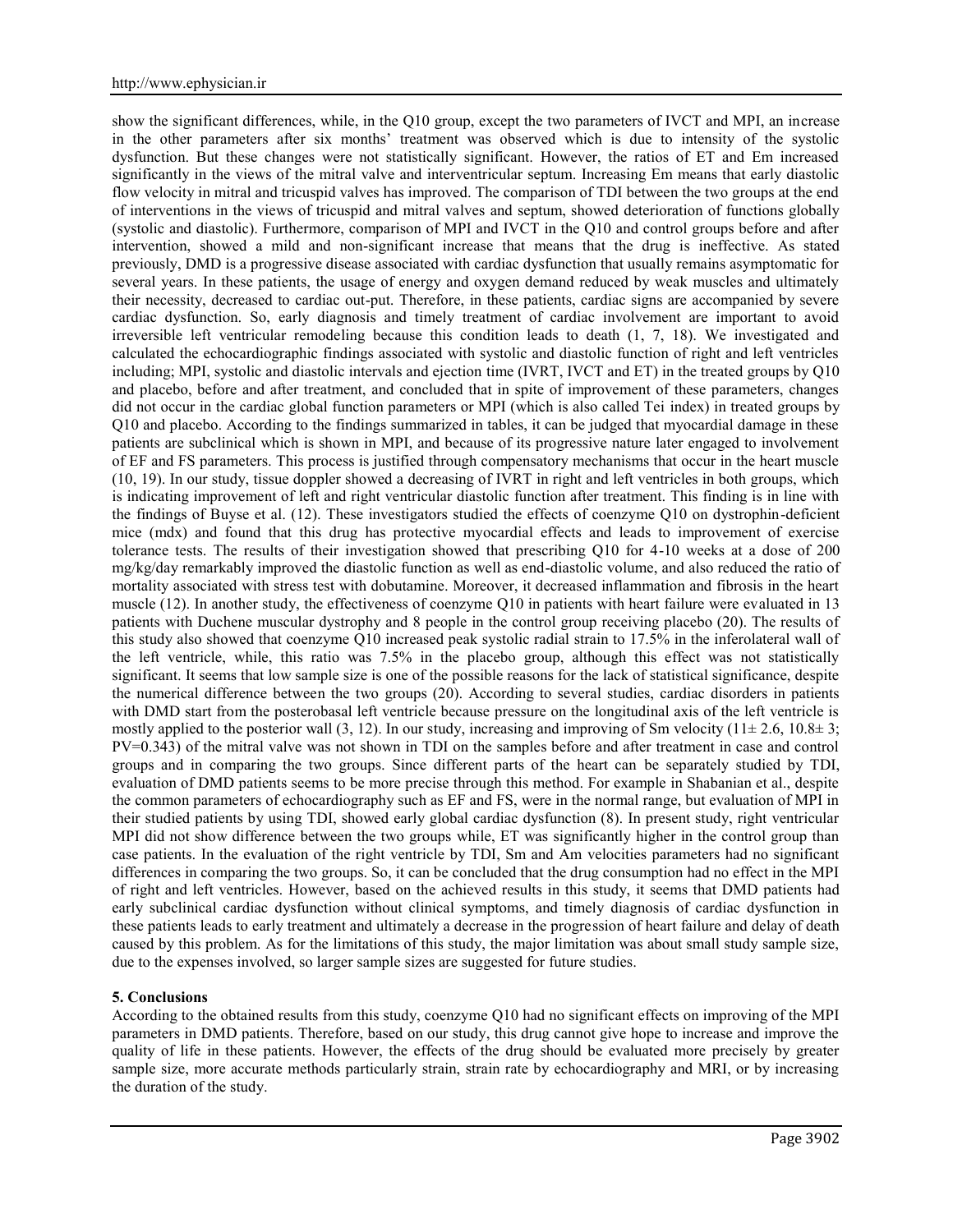show the significant differences, while, in the Q10 group, except the two parameters of IVCT and MPI, an increase in the other parameters after six months' treatment was observed which is due to intensity of the systolic dysfunction. But these changes were not statistically significant. However, the ratios of ET and Em increased significantly in the views of the mitral valve and interventricular septum. Increasing Em means that early diastolic flow velocity in mitral and tricuspid valves has improved. The comparison of TDI between the two groups at the end of interventions in the views of tricuspid and mitral valves and septum, showed deterioration of functions globally (systolic and diastolic). Furthermore, comparison of MPI and IVCT in the Q10 and control groups before and after intervention, showed a mild and non-significant increase that means that the drug is ineffective. As stated previously, DMD is a progressive disease associated with cardiac dysfunction that usually remains asymptomatic for several years. In these patients, the usage of energy and oxygen demand reduced by weak muscles and ultimately their necessity, decreased to cardiac out-put. Therefore, in these patients, cardiac signs are accompanied by severe cardiac dysfunction. So, early diagnosis and timely treatment of cardiac involvement are important to avoid irreversible left ventricular remodeling because this condition leads to death (1, 7, 18). We investigated and calculated the echocardiographic findings associated with systolic and diastolic function of right and left ventricles including; MPI, systolic and diastolic intervals and ejection time (IVRT, IVCT and ET) in the treated groups by Q10 and placebo, before and after treatment, and concluded that in spite of improvement of these parameters, changes did not occur in the cardiac global function parameters or MPI (which is also called Tei index) in treated groups by Q10 and placebo. According to the findings summarized in tables, it can be judged that myocardial damage in these patients are subclinical which is shown in MPI, and because of its progressive nature later engaged to involvement of EF and FS parameters. This process is justified through compensatory mechanisms that occur in the heart muscle (10, 19). In our study, tissue doppler showed a decreasing of IVRT in right and left ventricles in both groups, which is indicating improvement of left and right ventricular diastolic function after treatment. This finding is in line with the findings of Buyse et al. (12). These investigators studied the effects of coenzyme Q10 on dystrophin-deficient mice (mdx) and found that this drug has protective myocardial effects and leads to improvement of exercise tolerance tests. The results of their investigation showed that prescribing Q10 for 4-10 weeks at a dose of 200 mg/kg/day remarkably improved the diastolic function as well as end-diastolic volume, and also reduced the ratio of mortality associated with stress test with dobutamine. Moreover, it decreased inflammation and fibrosis in the heart muscle (12). In another study, the effectiveness of coenzyme Q10 in patients with heart failure were evaluated in 13 patients with Duchene muscular dystrophy and 8 people in the control group receiving placebo (20). The results of this study also showed that coenzyme Q10 increased peak systolic radial strain to 17.5% in the inferolateral wall of the left ventricle, while, this ratio was 7.5% in the placebo group, although this effect was not statistically significant. It seems that low sample size is one of the possible reasons for the lack of statistical significance, despite the numerical difference between the two groups (20). According to several studies, cardiac disorders in patients with DMD start from the posterobasal left ventricle because pressure on the longitudinal axis of the left ventricle is mostly applied to the posterior wall (3, 12). In our study, increasing and improving of Sm velocity ($11\pm 2.6$, $10.8\pm 3$; PV=0.343) of the mitral valve was not shown in TDI on the samples before and after treatment in case and control groups and in comparing the two groups. Since different parts of the heart can be separately studied by TDI, evaluation of DMD patients seems to be more precise through this method. For example in Shabanian et al., despite the common parameters of echocardiography such as EF and FS, were in the normal range, but evaluation of MPI in their studied patients by using TDI, showed early global cardiac dysfunction (8). In present study, right ventricular MPI did not show difference between the two groups while, ET was significantly higher in the control group than case patients. In the evaluation of the right ventricle by TDI, Sm and Am velocities parameters had no significant differences in comparing the two groups. So, it can be concluded that the drug consumption had no effect in the MPI of right and left ventricles. However, based on the achieved results in this study, it seems that DMD patients had early subclinical cardiac dysfunction without clinical symptoms, and timely diagnosis of cardiac dysfunction in these patients leads to early treatment and ultimately a decrease in the progression of heart failure and delay of death caused by this problem. As for the limitations of this study, the major limitation was about small study sample size, due to the expenses involved, so larger sample sizes are suggested for future studies.

## 5. Conclusions

According to the obtained results from this study, coenzyme Q10 had no significant effects on improving of the MPI parameters in DMD patients. Therefore, based on our study, this drug cannot give hope to increase and improve the quality of life in these patients. However, the effects of the drug should be evaluated more precisely by greater sample size, more accurate methods particularly strain, strain rate by echocardiography and MRI, or by increasing the duration of the study.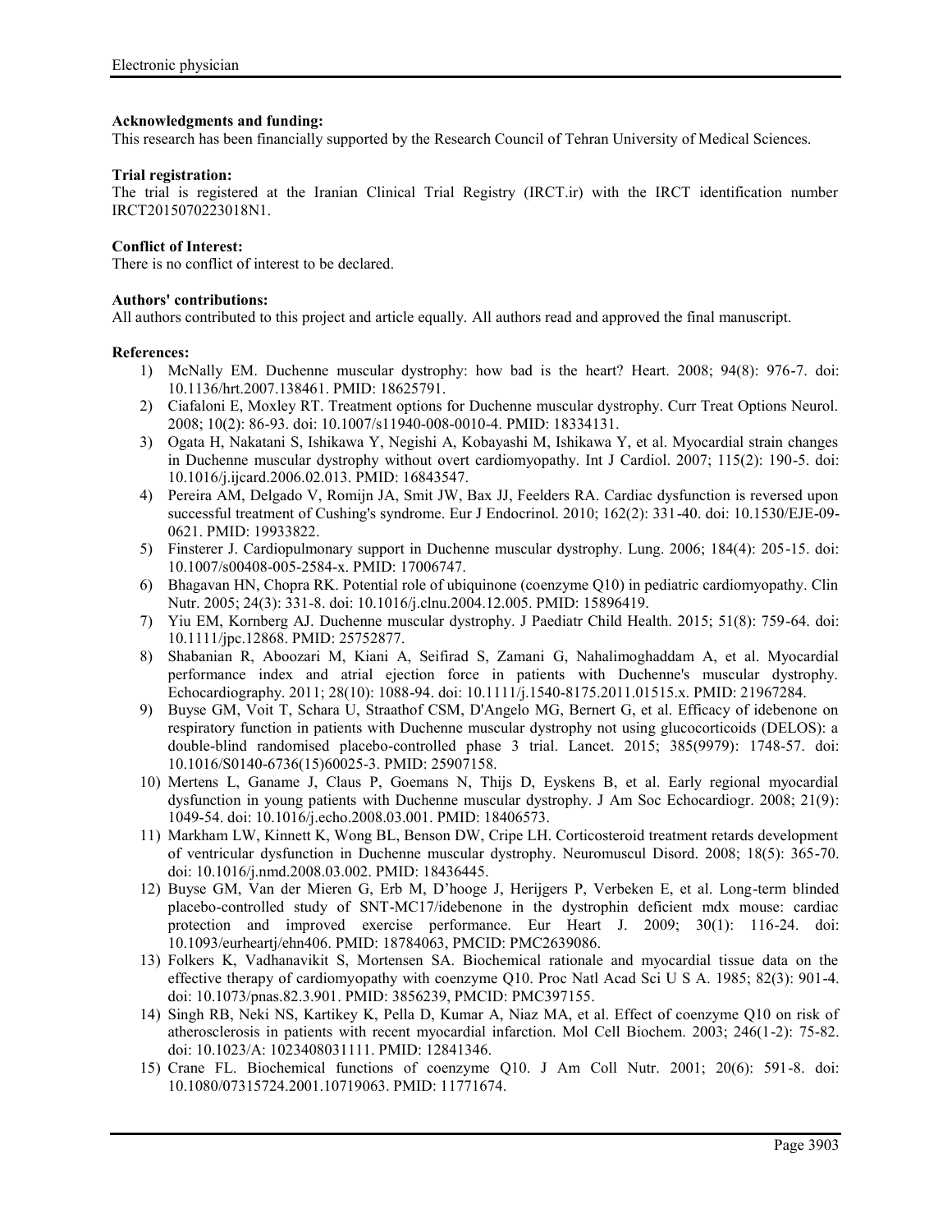**Acknowledgments and funding:**
This research has been financially supported by the Research Council of Tehran University of Medical Sciences.

**Trial registration:**
The trial is registered at the Iranian Clinical Trial Registry (IRCT.ir) with the IRCT identification number IRCT2015070223018N1.

**Conflict of Interest:**
There is no conflict of interest to be declared.

**Authors' contributions:**
All authors contributed to this project and article equally. All authors read and approved the final manuscript.

**References:**

1) McNally EM. Duchenne muscular dystrophy: how bad is the heart? Heart. 2008; 94(8): 976-7. doi: 10.1136/hrt.2007.138461. PMID: 18625791.
2) Ciafaloni E, Moxley RT. Treatment options for Duchenne muscular dystrophy. Curr Treat Options Neurol. 2008; 10(2): 86-93. doi: 10.1007/s11940-008-0010-4. PMID: 18334131.
3) Ogata H, Nakatani S, Ishikawa Y, Negishi A, Kobayashi M, Ishikawa Y, et al. Myocardial strain changes in Duchenne muscular dystrophy without overt cardiomyopathy. Int J Cardiol. 2007; 115(2): 190-5. doi: 10.1016/j.ijcard.2006.02.013. PMID: 16843547.
4) Pereira AM, Delgado V, Romijn JA, Smit JW, Bax JJ, Feelders RA. Cardiac dysfunction is reversed upon successful treatment of Cushing's syndrome. Eur J Endocrinol. 2010; 162(2): 331-40. doi: 10.1530/EJE-09-0621. PMID: 19933822.
5) Finsterer J. Cardiopulmonary support in Duchenne muscular dystrophy. Lung. 2006; 184(4): 205-15. doi: 10.1007/s00408-005-2584-x. PMID: 17006747.
6) Bhagavan HN, Chopra RK. Potential role of ubiquinone (coenzyme Q10) in pediatric cardiomyopathy. Clin Nutr. 2005; 24(3): 331-8. doi: 10.1016/j.clnu.2004.12.005. PMID: 15896419.
7) Yiu EM, Kornberg AJ. Duchenne muscular dystrophy. J Paediatr Child Health. 2015; 51(8): 759-64. doi: 10.1111/jpc.12868. PMID: 25752877.
8) Shabanian R, Aboozari M, Kiani A, Seifirad S, Zamani G, Nahalimoghaddam A, et al. Myocardial performance index and atrial ejection force in patients with Duchenne's muscular dystrophy. Echocardiography. 2011; 28(10): 1088-94. doi: 10.1111/j.1540-8175.2011.01515.x. PMID: 21967284.
9) Buyse GM, Voit T, Schara U, Straathof CSM, D'Angelo MG, Bernert G, et al. Efficacy of idebenone on respiratory function in patients with Duchenne muscular dystrophy not using glucocorticoids (DELOS): a double-blind randomised placebo-controlled phase 3 trial. Lancet. 2015; 385(9979): 1748-57. doi: 10.1016/S0140-6736(15)60025-3. PMID: 25907158.
10) Mertens L, Ganame J, Claus P, Goemans N, Thijs D, Eyskens B, et al. Early regional myocardial dysfunction in young patients with Duchenne muscular dystrophy. J Am Soc Echocardiogr. 2008; 21(9): 1049-54. doi: 10.1016/j.echo.2008.03.001. PMID: 18406573.
11) Markham LW, Kinnett K, Wong BL, Benson DW, Cripe LH. Corticosteroid treatment retards development of ventricular dysfunction in Duchenne muscular dystrophy. Neuromuscul Disord. 2008; 18(5): 365-70. doi: 10.1016/j.nmd.2008.03.002. PMID: 18436445.
12) Buyse GM, Van der Mieren G, Erb M, D'hooge J, Herijgers P, Verbeken E, et al. Long-term blinded placebo-controlled study of SNT-MC17/idebenone in the dystrophin deficient mdx mouse: cardiac protection and improved exercise performance. Eur Heart J. 2009; 30(1): 116-24. doi: 10.1093/eurheartj/ehn406. PMID: 18784063, PMCID: PMC2639086.
13) Folkers K, Vadhanavikit S, Mortensen SA. Biochemical rationale and myocardial tissue data on the effective therapy of cardiomyopathy with coenzyme Q10. Proc Natl Acad Sci U S A. 1985; 82(3): 901-4. doi: 10.1073/pnas.82.3.901. PMID: 3856239, PMCID: PMC397155.
14) Singh RB, Neki NS, Kartikey K, Pella D, Kumar A, Niaz MA, et al. Effect of coenzyme Q10 on risk of atherosclerosis in patients with recent myocardial infarction. Mol Cell Biochem. 2003; 246(1-2): 75-82. doi: 10.1023/A: 1023408031111. PMID: 12841346.
15) Crane FL. Biochemical functions of coenzyme Q10. J Am Coll Nutr. 2001; 20(6): 591-8. doi: 10.1080/07315724.2001.10719063. PMID: 11771674.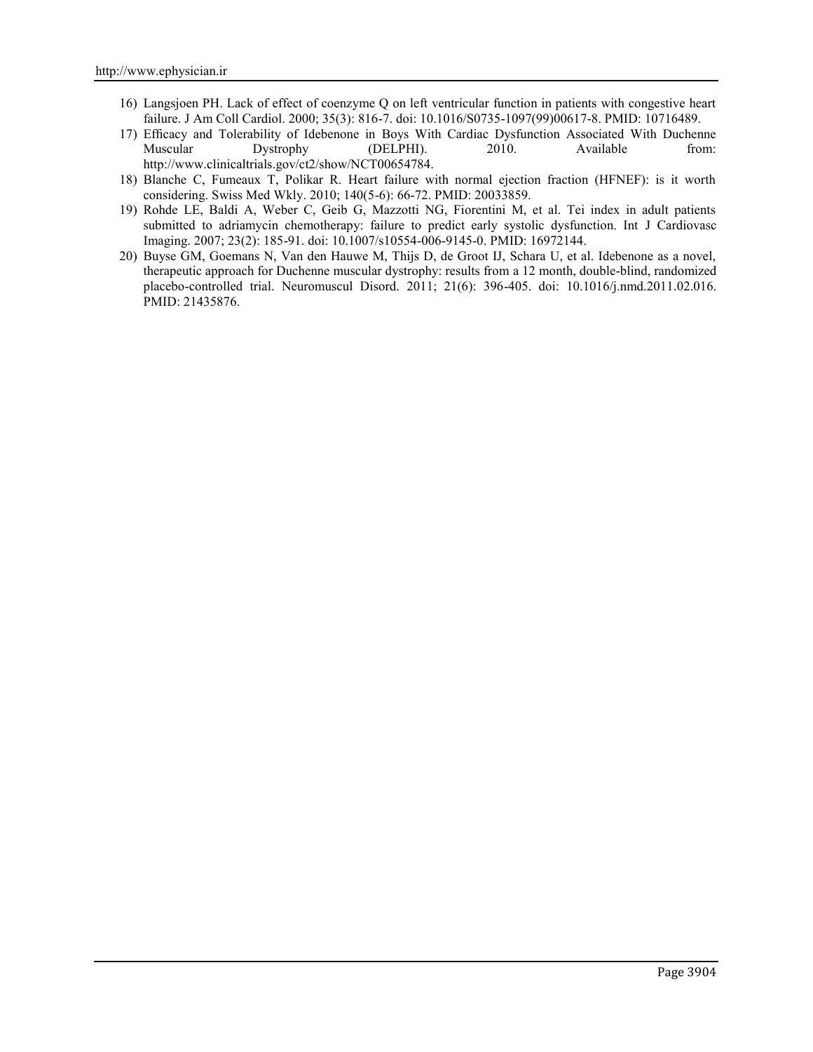16) Langsjoen PH. Lack of effect of coenzyme Q on left ventricular function in patients with congestive heart failure. J Am Coll Cardiol. 2000; 35(3): 816-7. doi: 10.1016/S0735-1097(99)00617-8. PMID: 10716489.
17) Efficacy and Tolerability of Idebenone in Boys With Cardiac Dysfunction Associated With Duchenne Muscular Dystrophy (DELPHI). 2010. Available from: http://www.clinicaltrials.gov/ct2/show/NCT00654784.
18) Blanche C, Fumeaux T, Polikar R. Heart failure with normal ejection fraction (HFNEF): is it worth considering. Swiss Med Wkly. 2010; 140(5-6): 66-72. PMID: 20033859.
19) Rohde LE, Baldi A, Weber C, Geib G, Mazzotti NG, Fiorentini M, et al. Tei index in adult patients submitted to adriamycin chemotherapy: failure to predict early systolic dysfunction. Int J Cardiovasc Imaging. 2007; 23(2): 185-91. doi: 10.1007/s10554-006-9145-0. PMID: 16972144.
20) Buyse GM, Goemans N, Van den Hauwe M, Thijs D, de Groot IJ, Schara U, et al. Idebenone as a novel, therapeutic approach for Duchenne muscular dystrophy: results from a 12 month, double-blind, randomized placebo-controlled trial. Neuromuscul Disord. 2011; 21(6): 396-405. doi: 10.1016/j.nmd.2011.02.016. PMID: 21435876.